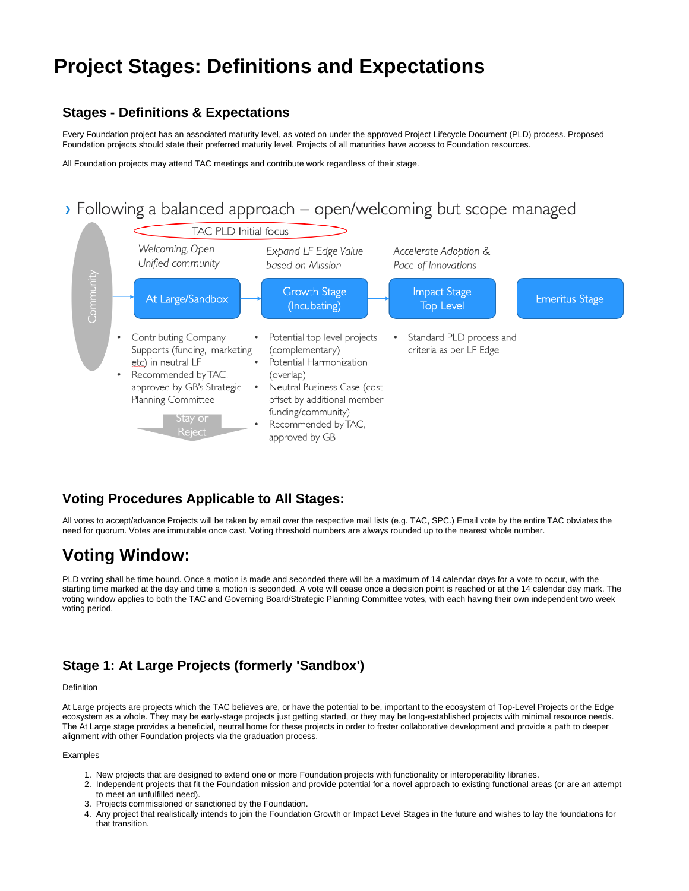# Project Stages: Definitions and Expectations

## Stages - Definitions & Expectations

Every Foundation project has an associated maturity level, as voted on under the approved Project Lifecycle Document (PLD) process. Proposed Foundation projects should state their preferred maturity level. Projects of all maturities have access to Foundation resources.

All Foundation projects may attend TAC meetings and contribute work regardless of their stage.

› Following a balanced approach – open/welcoming but scope managed

TAC PLD Initial focus

Community

| At Large/Sandbox | Growth Stage (Incubating) | Impact Stage Top Level | Emeritus Stage |
|---|---|---|---|
| *Welcoming, Open Unified community* | *Expand LF Edge Value based on Mission* | *Accelerate Adoption & Pace of Innovations* | |
| • Contributing Company Supports (funding, marketing etc) in neutral LF<br>• Recommended by TAC, approved by GB's Strategic Planning Committee | • Potential top level projects (complementary)<br>• Potential Harmonization (overlap)<br>• Neutral Business Case (cost offset by additional member funding/community)<br>• Recommended by TAC, approved by GB | • Standard PLD process and criteria as per LF Edge | |

Stay or Reject

## Voting Procedures Applicable to All Stages:

All votes to accept/advance Projects will be taken by email over the respective mail lists (e.g. TAC, SPC.) Email vote by the entire TAC obviates the need for quorum. Votes are immutable once cast. Voting threshold numbers are always rounded up to the nearest whole number.

# Voting Window:

PLD voting shall be time bound. Once a motion is made and seconded there will be a maximum of 14 calendar days for a vote to occur, with the starting time marked at the day and time a motion is seconded. A vote will cease once a decision point is reached or at the 14 calendar day mark. The voting window applies to both the TAC and Governing Board/Strategic Planning Committee votes, with each having their own independent two week voting period.

## Stage 1: At Large Projects (formerly 'Sandbox')

Definition

At Large projects are projects which the TAC believes are, or have the potential to be, important to the ecosystem of Top-Level Projects or the Edge ecosystem as a whole. They may be early-stage projects just getting started, or they may be long-established projects with minimal resource needs. The At Large stage provides a beneficial, neutral home for these projects in order to foster collaborative development and provide a path to deeper alignment with other Foundation projects via the graduation process.

Examples

1. New projects that are designed to extend one or more Foundation projects with functionality or interoperability libraries.
2. Independent projects that fit the Foundation mission and provide potential for a novel approach to existing functional areas (or are an attempt to meet an unfulfilled need).
3. Projects commissioned or sanctioned by the Foundation.
4. Any project that realistically intends to join the Foundation Growth or Impact Level Stages in the future and wishes to lay the foundations for that transition.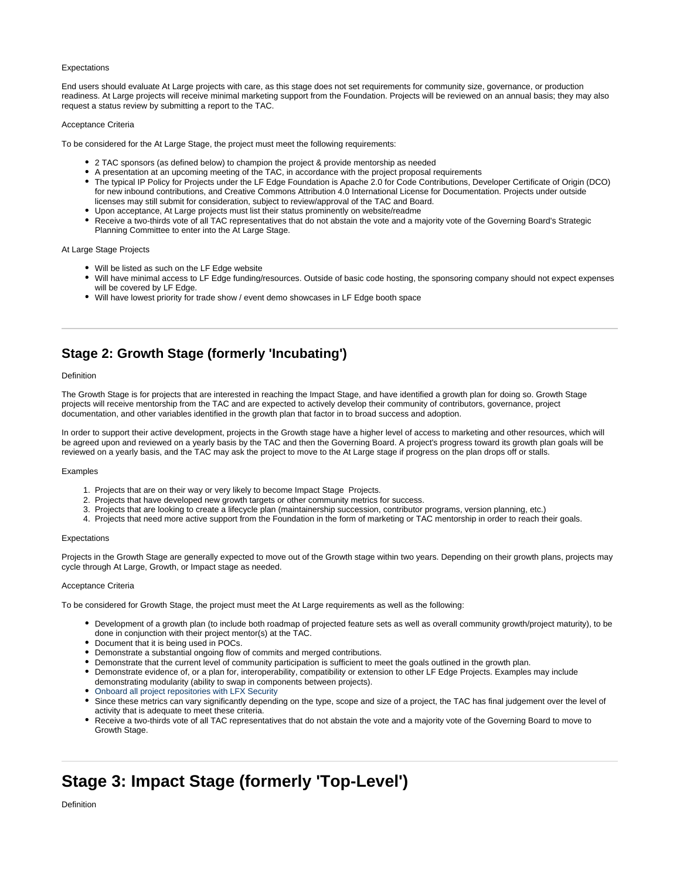Expectations

End users should evaluate At Large projects with care, as this stage does not set requirements for community size, governance, or production readiness. At Large projects will receive minimal marketing support from the Foundation. Projects will be reviewed on an annual basis; they may also request a status review by submitting a report to the TAC.

Acceptance Criteria

To be considered for the At Large Stage, the project must meet the following requirements:

- 2 TAC sponsors (as defined below) to champion the project & provide mentorship as needed
- A presentation at an upcoming meeting of the TAC, in accordance with the project proposal requirements
- The typical IP Policy for Projects under the LF Edge Foundation is Apache 2.0 for Code Contributions, Developer Certificate of Origin (DCO) for new inbound contributions, and Creative Commons Attribution 4.0 International License for Documentation. Projects under outside licenses may still submit for consideration, subject to review/approval of the TAC and Board.
- Upon acceptance, At Large projects must list their status prominently on website/readme
- Receive a two-thirds vote of all TAC representatives that do not abstain the vote and a majority vote of the Governing Board's Strategic Planning Committee to enter into the At Large Stage.

At Large Stage Projects

- Will be listed as such on the LF Edge website
- Will have minimal access to LF Edge funding/resources. Outside of basic code hosting, the sponsoring company should not expect expenses will be covered by LF Edge.
- Will have lowest priority for trade show / event demo showcases in LF Edge booth space

---

## Stage 2: Growth Stage (formerly 'Incubating')

Definition

The Growth Stage is for projects that are interested in reaching the Impact Stage, and have identified a growth plan for doing so. Growth Stage projects will receive mentorship from the TAC and are expected to actively develop their community of contributors, governance, project documentation, and other variables identified in the growth plan that factor in to broad success and adoption.

In order to support their active development, projects in the Growth stage have a higher level of access to marketing and other resources, which will be agreed upon and reviewed on a yearly basis by the TAC and then the Governing Board. A project's progress toward its growth plan goals will be reviewed on a yearly basis, and the TAC may ask the project to move to the At Large stage if progress on the plan drops off or stalls.

Examples

1. Projects that are on their way or very likely to become Impact Stage Projects.
2. Projects that have developed new growth targets or other community metrics for success.
3. Projects that are looking to create a lifecycle plan (maintainership succession, contributor programs, version planning, etc.)
4. Projects that need more active support from the Foundation in the form of marketing or TAC mentorship in order to reach their goals.

Expectations

Projects in the Growth Stage are generally expected to move out of the Growth stage within two years. Depending on their growth plans, projects may cycle through At Large, Growth, or Impact stage as needed.

Acceptance Criteria

To be considered for Growth Stage, the project must meet the At Large requirements as well as the following:

- Development of a growth plan (to include both roadmap of projected feature sets as well as overall community growth/project maturity), to be done in conjunction with their project mentor(s) at the TAC.
- Document that it is being used in POCs.
- Demonstrate a substantial ongoing flow of commits and merged contributions.
- Demonstrate that the current level of community participation is sufficient to meet the goals outlined in the growth plan.
- Demonstrate evidence of, or a plan for, interoperability, compatibility or extension to other LF Edge Projects. Examples may include demonstrating modularity (ability to swap in components between projects).
- Onboard all project repositories with LFX Security
- Since these metrics can vary significantly depending on the type, scope and size of a project, the TAC has final judgement over the level of activity that is adequate to meet these criteria.
- Receive a two-thirds vote of all TAC representatives that do not abstain the vote and a majority vote of the Governing Board to move to Growth Stage.

---

# Stage 3: Impact Stage (formerly 'Top-Level')

Definition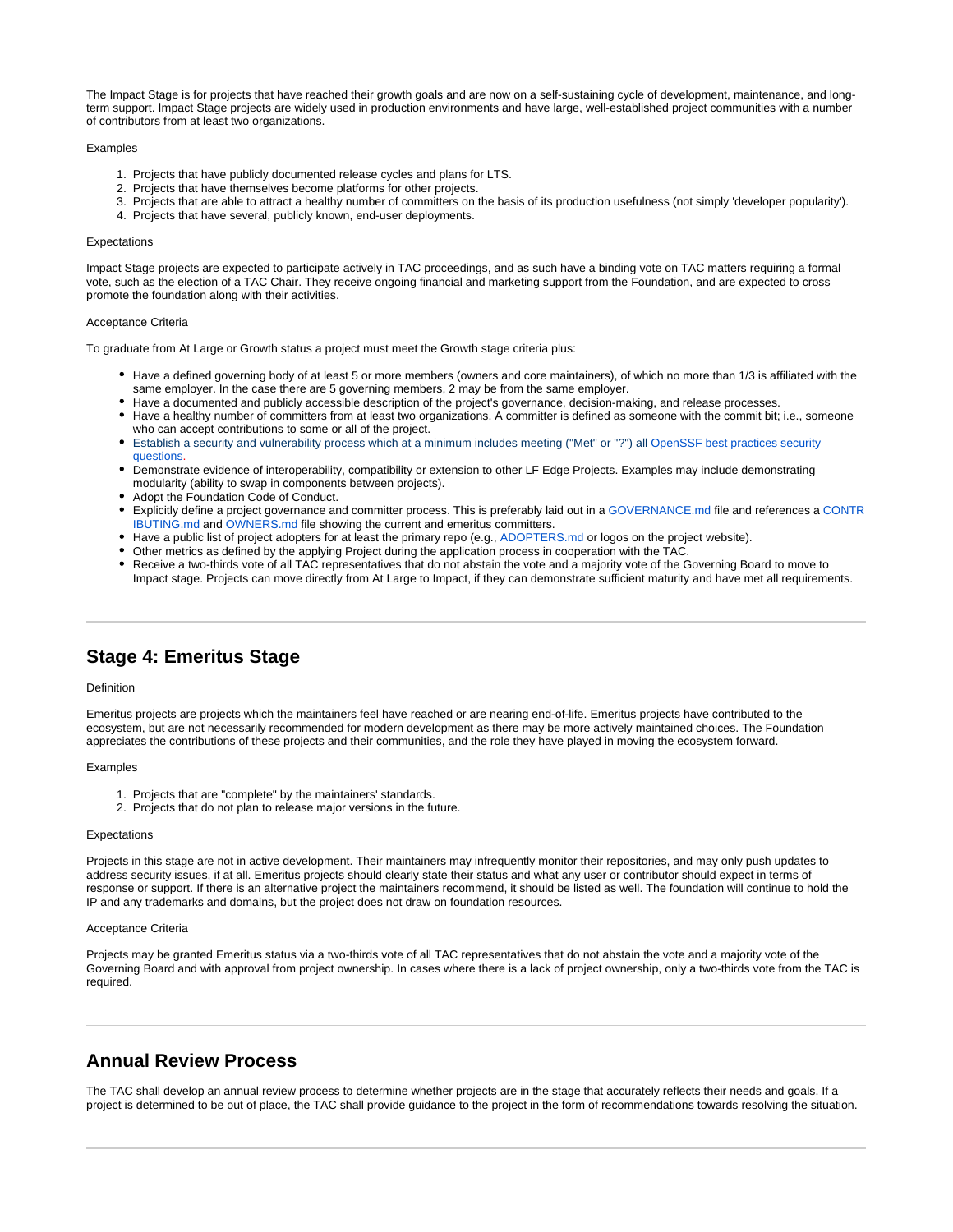The Impact Stage is for projects that have reached their growth goals and are now on a self-sustaining cycle of development, maintenance, and long-term support. Impact Stage projects are widely used in production environments and have large, well-established project communities with a number of contributors from at least two organizations.

Examples

1. Projects that have publicly documented release cycles and plans for LTS.
2. Projects that have themselves become platforms for other projects.
3. Projects that are able to attract a healthy number of committers on the basis of its production usefulness (not simply 'developer popularity').
4. Projects that have several, publicly known, end-user deployments.

Expectations

Impact Stage projects are expected to participate actively in TAC proceedings, and as such have a binding vote on TAC matters requiring a formal vote, such as the election of a TAC Chair. They receive ongoing financial and marketing support from the Foundation, and are expected to cross promote the foundation along with their activities.

Acceptance Criteria

To graduate from At Large or Growth status a project must meet the Growth stage criteria plus:

- Have a defined governing body of at least 5 or more members (owners and core maintainers), of which no more than 1/3 is affiliated with the same employer. In the case there are 5 governing members, 2 may be from the same employer.
- Have a documented and publicly accessible description of the project's governance, decision-making, and release processes.
- Have a healthy number of committers from at least two organizations. A committer is defined as someone with the commit bit; i.e., someone who can accept contributions to some or all of the project.
- Establish a security and vulnerability process which at a minimum includes meeting ("Met" or "?") all OpenSSF best practices security questions.
- Demonstrate evidence of interoperability, compatibility or extension to other LF Edge Projects. Examples may include demonstrating modularity (ability to swap in components between projects).
- Adopt the Foundation Code of Conduct.
- Explicitly define a project governance and committer process. This is preferably laid out in a GOVERNANCE.md file and references a CONTRIBUTING.md and OWNERS.md file showing the current and emeritus committers.
- Have a public list of project adopters for at least the primary repo (e.g., ADOPTERS.md or logos on the project website).
- Other metrics as defined by the applying Project during the application process in cooperation with the TAC.
- Receive a two-thirds vote of all TAC representatives that do not abstain the vote and a majority vote of the Governing Board to move to Impact stage. Projects can move directly from At Large to Impact, if they can demonstrate sufficient maturity and have met all requirements.

---

## Stage 4: Emeritus Stage

Definition

Emeritus projects are projects which the maintainers feel have reached or are nearing end-of-life. Emeritus projects have contributed to the ecosystem, but are not necessarily recommended for modern development as there may be more actively maintained choices. The Foundation appreciates the contributions of these projects and their communities, and the role they have played in moving the ecosystem forward.

Examples

1. Projects that are "complete" by the maintainers' standards.
2. Projects that do not plan to release major versions in the future.

Expectations

Projects in this stage are not in active development. Their maintainers may infrequently monitor their repositories, and may only push updates to address security issues, if at all. Emeritus projects should clearly state their status and what any user or contributor should expect in terms of response or support. If there is an alternative project the maintainers recommend, it should be listed as well. The foundation will continue to hold the IP and any trademarks and domains, but the project does not draw on foundation resources.

Acceptance Criteria

Projects may be granted Emeritus status via a two-thirds vote of all TAC representatives that do not abstain the vote and a majority vote of the Governing Board and with approval from project ownership. In cases where there is a lack of project ownership, only a two-thirds vote from the TAC is required.

---

## Annual Review Process

The TAC shall develop an annual review process to determine whether projects are in the stage that accurately reflects their needs and goals. If a project is determined to be out of place, the TAC shall provide guidance to the project in the form of recommendations towards resolving the situation.

---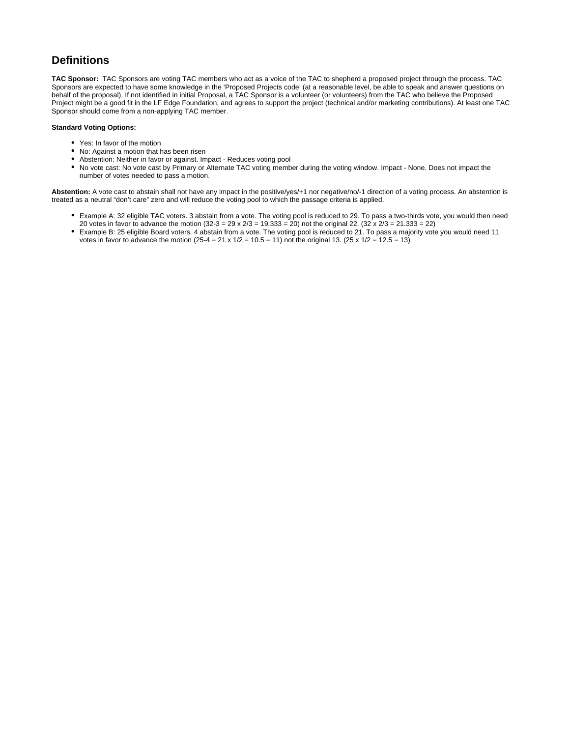## Definitions

**TAC Sponsor:** TAC Sponsors are voting TAC members who act as a voice of the TAC to shepherd a proposed project through the process. TAC Sponsors are expected to have some knowledge in the 'Proposed Projects code' (at a reasonable level, be able to speak and answer questions on behalf of the proposal). If not identified in initial Proposal, a TAC Sponsor is a volunteer (or volunteers) from the TAC who believe the Proposed Project might be a good fit in the LF Edge Foundation, and agrees to support the project (technical and/or marketing contributions). At least one TAC Sponsor should come from a non-applying TAC member.

**Standard Voting Options:**

- Yes: In favor of the motion
- No: Against a motion that has been risen
- Abstention: Neither in favor or against. Impact - Reduces voting pool
- No vote cast: No vote cast by Primary or Alternate TAC voting member during the voting window. Impact - None. Does not impact the number of votes needed to pass a motion.

**Abstention:** A vote cast to abstain shall not have any impact in the positive/yes/+1 nor negative/no/-1 direction of a voting process. An abstention is treated as a neutral "don't care" zero and will reduce the voting pool to which the passage criteria is applied.

- Example A: 32 eligible TAC voters. 3 abstain from a vote. The voting pool is reduced to 29. To pass a two-thirds vote, you would then need 20 votes in favor to advance the motion (32-3 = 29 x 2/3 = 19.333 = 20) not the original 22. (32 x 2/3 = 21.333 = 22)
- Example B: 25 eligible Board voters. 4 abstain from a vote. The voting pool is reduced to 21. To pass a majority vote you would need 11 votes in favor to advance the motion (25-4 = 21 x 1/2 = 10.5 = 11) not the original 13. (25 x 1/2 = 12.5 = 13)